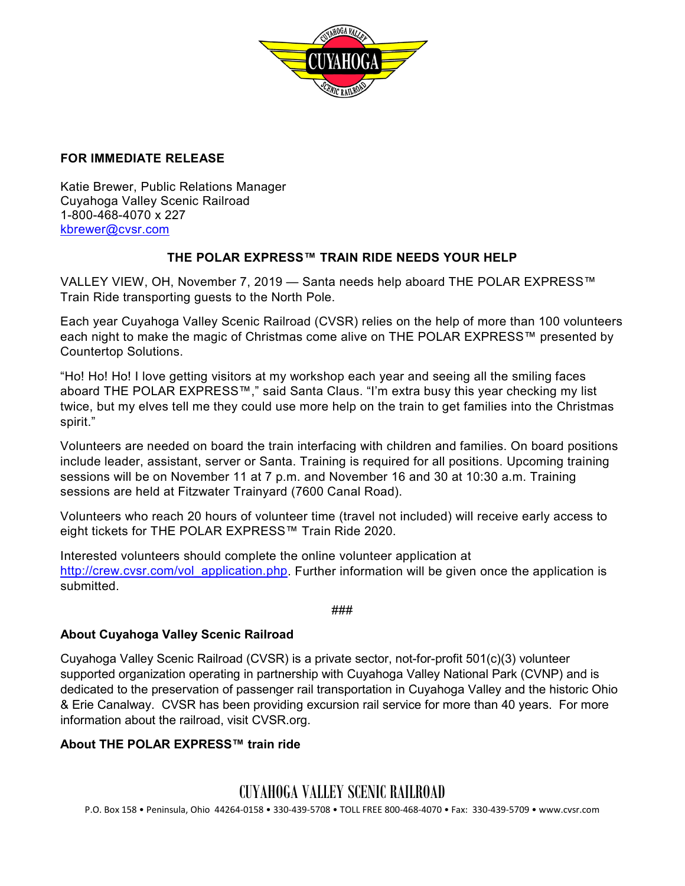**FOR IMMEDIATE RELEASE**

Katie Brewer, Public Relations Manager
Cuyahoga Valley Scenic Railroad
1-800-468-4070 x 227
kbrewer@cvsr.com

**THE POLAR EXPRESS™ TRAIN RIDE NEEDS YOUR HELP**

VALLEY VIEW, OH, November 7, 2019 — Santa needs help aboard THE POLAR EXPRESS™ Train Ride transporting guests to the North Pole.

Each year Cuyahoga Valley Scenic Railroad (CVSR) relies on the help of more than 100 volunteers each night to make the magic of Christmas come alive on THE POLAR EXPRESS™ presented by Countertop Solutions.

"Ho! Ho! Ho! I love getting visitors at my workshop each year and seeing all the smiling faces aboard THE POLAR EXPRESS™," said Santa Claus. "I'm extra busy this year checking my list twice, but my elves tell me they could use more help on the train to get families into the Christmas spirit."

Volunteers are needed on board the train interfacing with children and families. On board positions include leader, assistant, server or Santa. Training is required for all positions. Upcoming training sessions will be on November 11 at 7 p.m. and November 16 and 30 at 10:30 a.m. Training sessions are held at Fitzwater Trainyard (7600 Canal Road).

Volunteers who reach 20 hours of volunteer time (travel not included) will receive early access to eight tickets for THE POLAR EXPRESS™ Train Ride 2020.

Interested volunteers should complete the online volunteer application at http://crew.cvsr.com/vol_application.php. Further information will be given once the application is submitted.

###

**About Cuyahoga Valley Scenic Railroad**

Cuyahoga Valley Scenic Railroad (CVSR) is a private sector, not-for-profit 501(c)(3) volunteer supported organization operating in partnership with Cuyahoga Valley National Park (CVNP) and is dedicated to the preservation of passenger rail transportation in Cuyahoga Valley and the historic Ohio & Erie Canalway. CVSR has been providing excursion rail service for more than 40 years. For more information about the railroad, visit CVSR.org.

**About THE POLAR EXPRESS™ train ride**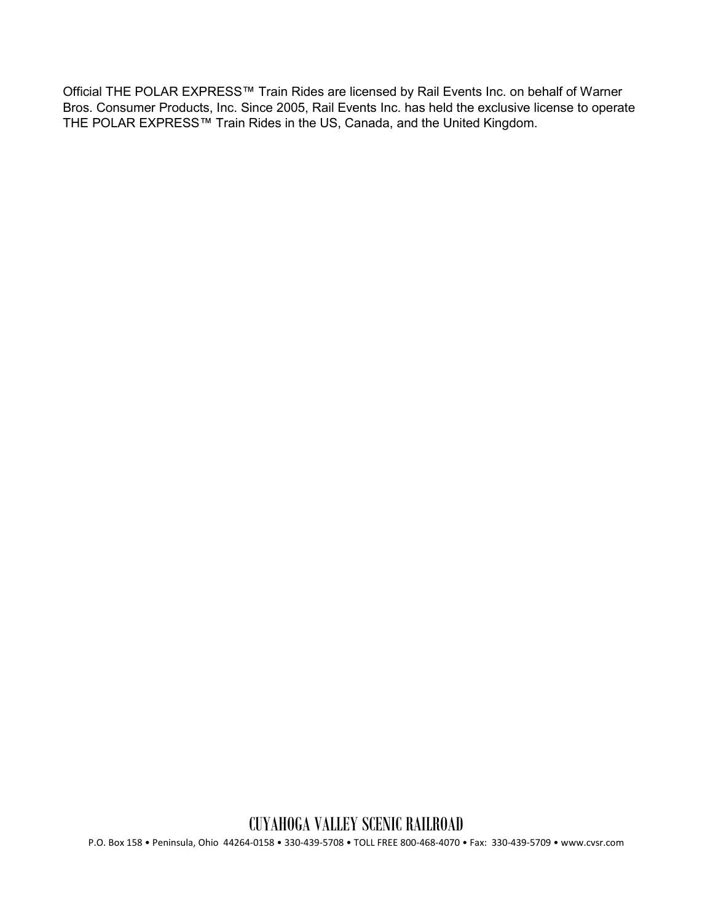Official THE POLAR EXPRESS™ Train Rides are licensed by Rail Events Inc. on behalf of Warner Bros. Consumer Products, Inc. Since 2005, Rail Events Inc. has held the exclusive license to operate THE POLAR EXPRESS™ Train Rides in the US, Canada, and the United Kingdom.